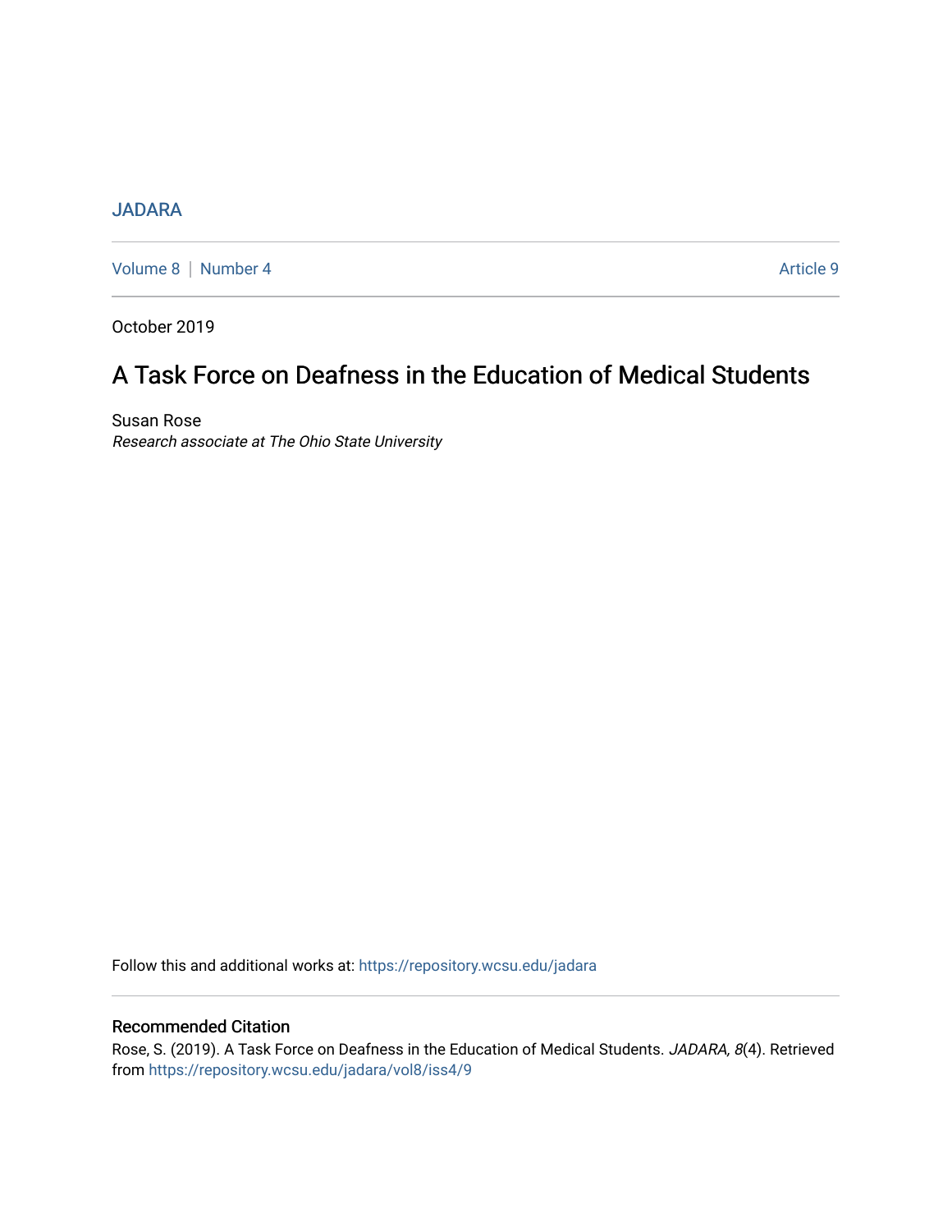JADARA

Volume 8 | Number 4 | Article 9

October 2019

# A Task Force on Deafness in the Education of Medical Students

Susan Rose

*Research associate at The Ohio State University*

Follow this and additional works at: https://repository.wcsu.edu/jadara

## Recommended Citation

Rose, S. (2019). A Task Force on Deafness in the Education of Medical Students. *JADARA, 8*(4). Retrieved from https://repository.wcsu.edu/jadara/vol8/iss4/9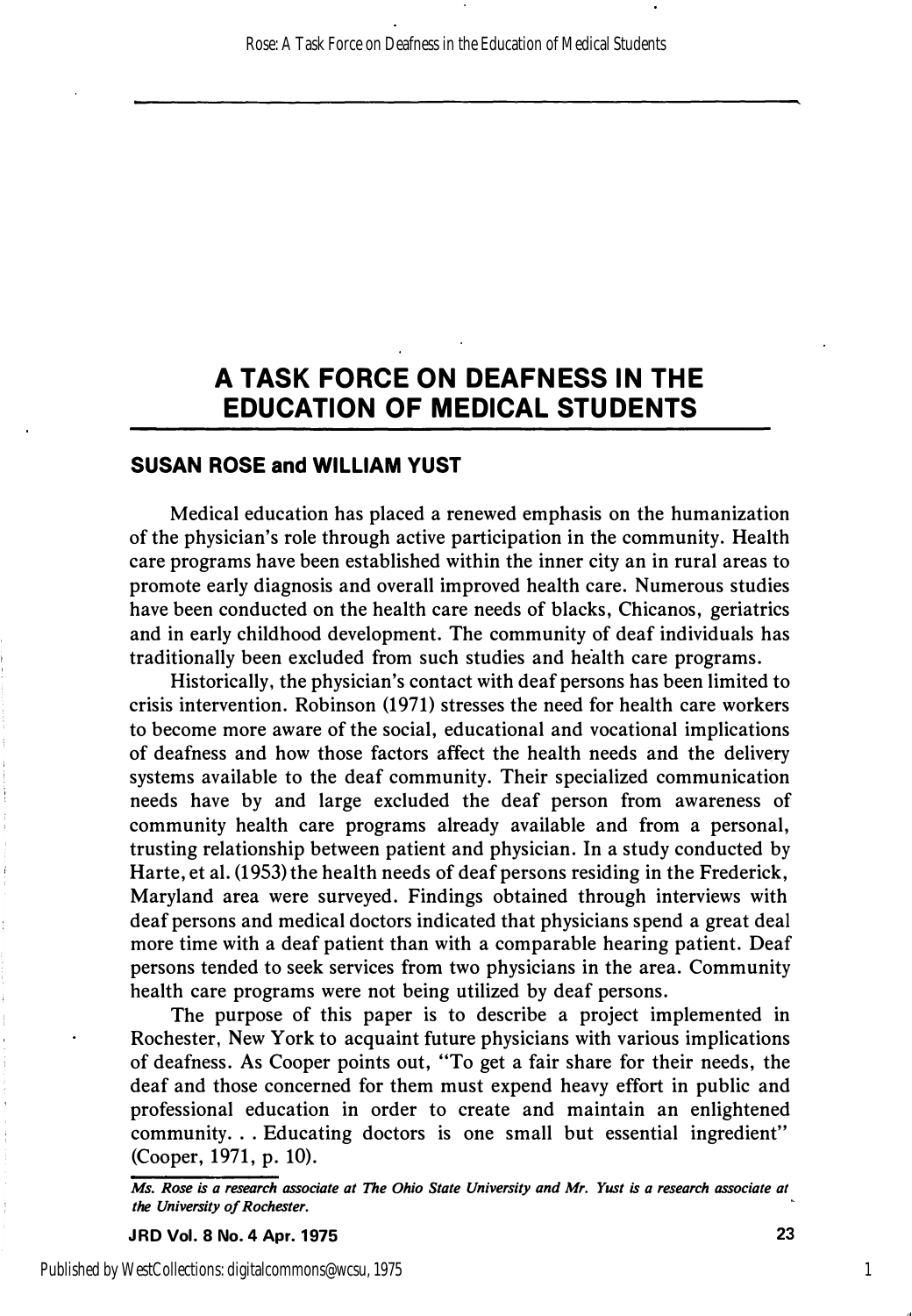# A TASK FORCE ON DEAFNESS IN THE EDUCATION OF MEDICAL STUDENTS

## SUSAN ROSE and WILLIAM YUST

Medical education has placed a renewed emphasis on the humanization of the physician's role through active participation in the community. Health care programs have been established within the inner city an in rural areas to promote early diagnosis and overall improved health care. Numerous studies have been conducted on the health care needs of blacks, Chicanos, geriatrics and in early childhood development. The community of deaf individuals has traditionally been excluded from such studies and health care programs.

Historically, the physician's contact with deaf persons has been limited to crisis intervention. Robinson (1971) stresses the need for health care workers to become more aware of the social, educational and vocational implications of deafness and how those factors affect the health needs and the delivery systems available to the deaf community. Their specialized communication needs have by and large excluded the deaf person from awareness of community health care programs already available and from a personal, trusting relationship between patient and physician. In a study conducted by Harte, et al. (1953) the health needs of deaf persons residing in the Frederick, Maryland area were surveyed. Findings obtained through interviews with deaf persons and medical doctors indicated that physicians spend a great deal more time with a deaf patient than with a comparable hearing patient. Deaf persons tended to seek services from two physicians in the area. Community health care programs were not being utilized by deaf persons.

The purpose of this paper is to describe a project implemented in Rochester, New York to acquaint future physicians with various implications of deafness. As Cooper points out, "To get a fair share for their needs, the deaf and those concerned for them must expend heavy effort in public and professional education in order to create and maintain an enlightened community. . . Educating doctors is one small but essential ingredient" (Cooper, 1971, p. 10).

*Ms. Rose is a research associate at The Ohio State University and Mr. Yust is a research associate at the University of Rochester.*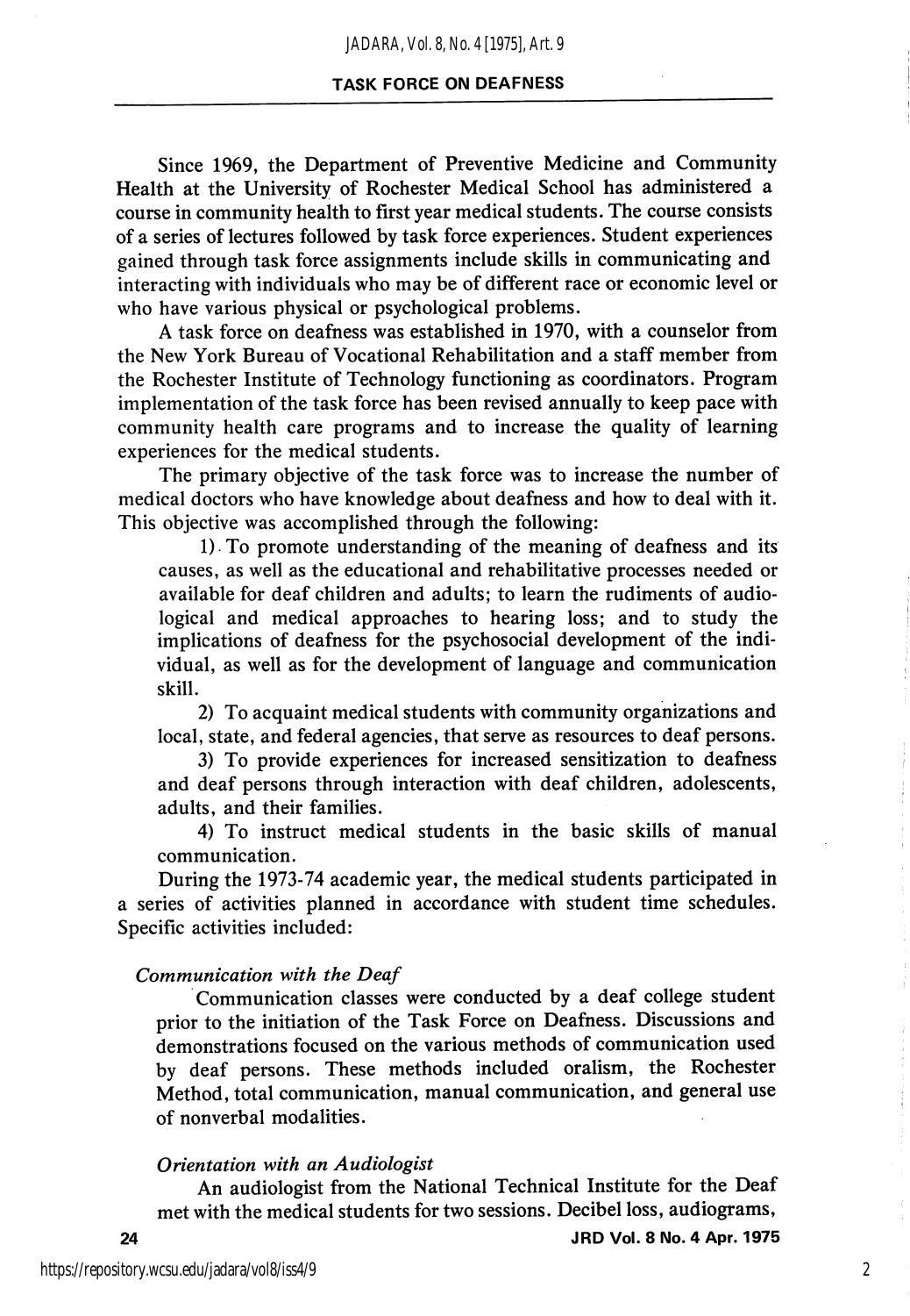Since 1969, the Department of Preventive Medicine and Community Health at the University of Rochester Medical School has administered a course in community health to first year medical students. The course consists of a series of lectures followed by task force experiences. Student experiences gained through task force assignments include skills in communicating and interacting with individuals who may be of different race or economic level or who have various physical or psychological problems.

A task force on deafness was established in 1970, with a counselor from the New York Bureau of Vocational Rehabilitation and a staff member from the Rochester Institute of Technology functioning as coordinators. Program implementation of the task force has been revised annually to keep pace with community health care programs and to increase the quality of learning experiences for the medical students.

The primary objective of the task force was to increase the number of medical doctors who have knowledge about deafness and how to deal with it. This objective was accomplished through the following:

1) To promote understanding of the meaning of deafness and its causes, as well as the educational and rehabilitative processes needed or available for deaf children and adults; to learn the rudiments of audiological and medical approaches to hearing loss; and to study the implications of deafness for the psychosocial development of the individual, as well as for the development of language and communication skill.

2) To acquaint medical students with community organizations and local, state, and federal agencies, that serve as resources to deaf persons.

3) To provide experiences for increased sensitization to deafness and deaf persons through interaction with deaf children, adolescents, adults, and their families.

4) To instruct medical students in the basic skills of manual communication.

During the 1973-74 academic year, the medical students participated in a series of activities planned in accordance with student time schedules. Specific activities included:

*Communication with the Deaf*

Communication classes were conducted by a deaf college student prior to the initiation of the Task Force on Deafness. Discussions and demonstrations focused on the various methods of communication used by deaf persons. These methods included oralism, the Rochester Method, total communication, manual communication, and general use of nonverbal modalities.

*Orientation with an Audiologist*

An audiologist from the National Technical Institute for the Deaf met with the medical students for two sessions. Decibel loss, audiograms,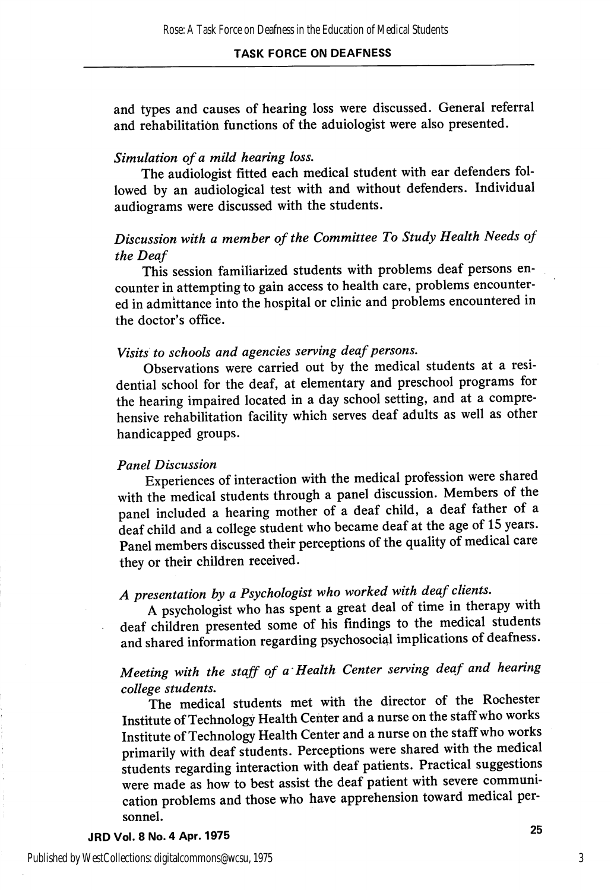and types and causes of hearing loss were discussed. General referral and rehabilitation functions of the aduiologist were also presented.

*Simulation of a mild hearing loss.*

The audiologist fitted each medical student with ear defenders followed by an audiological test with and without defenders. Individual audiograms were discussed with the students.

*Discussion with a member of the Committee To Study Health Needs of the Deaf*

This session familiarized students with problems deaf persons encounter in attempting to gain access to health care, problems encountered in admittance into the hospital or clinic and problems encountered in the doctor's office.

*Visits to schools and agencies serving deaf persons.*

Observations were carried out by the medical students at a residential school for the deaf, at elementary and preschool programs for the hearing impaired located in a day school setting, and at a comprehensive rehabilitation facility which serves deaf adults as well as other handicapped groups.

*Panel Discussion*

Experiences of interaction with the medical profession were shared with the medical students through a panel discussion. Members of the panel included a hearing mother of a deaf child, a deaf father of a deaf child and a college student who became deaf at the age of 15 years. Panel members discussed their perceptions of the quality of medical care they or their children received.

*A presentation by a Psychologist who worked with deaf clients.*

A psychologist who has spent a great deal of time in therapy with deaf children presented some of his findings to the medical students and shared information regarding psychosocial implications of deafness.

*Meeting with the staff of a Health Center serving deaf and hearing college students.*

The medical students met with the director of the Rochester Institute of Technology Health Center and a nurse on the staff who works Institute of Technology Health Center and a nurse on the staff who works primarily with deaf students. Perceptions were shared with the medical students regarding interaction with deaf patients. Practical suggestions were made as how to best assist the deaf patient with severe communication problems and those who have apprehension toward medical personnel.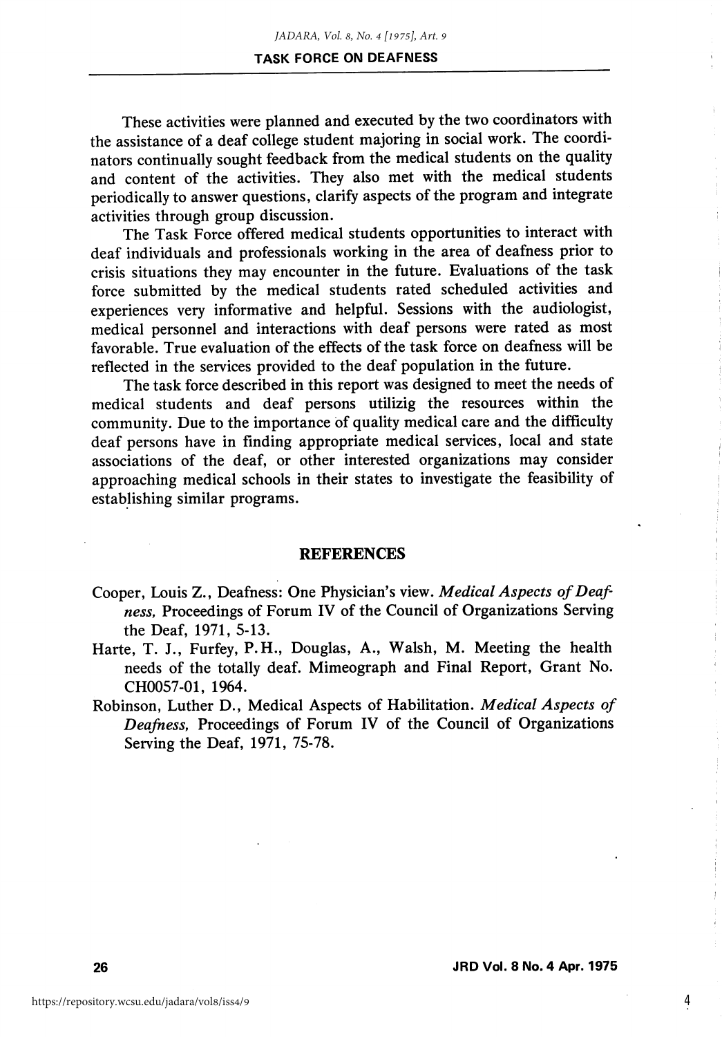These activities were planned and executed by the two coordinators with the assistance of a deaf college student majoring in social work. The coordinators continually sought feedback from the medical students on the quality and content of the activities. They also met with the medical students periodically to answer questions, clarify aspects of the program and integrate activities through group discussion.

The Task Force offered medical students opportunities to interact with deaf individuals and professionals working in the area of deafness prior to crisis situations they may encounter in the future. Evaluations of the task force submitted by the medical students rated scheduled activities and experiences very informative and helpful. Sessions with the audiologist, medical personnel and interactions with deaf persons were rated as most favorable. True evaluation of the effects of the task force on deafness will be reflected in the services provided to the deaf population in the future.

The task force described in this report was designed to meet the needs of medical students and deaf persons utilizig the resources within the community. Due to the importance of quality medical care and the difficulty deaf persons have in finding appropriate medical services, local and state associations of the deaf, or other interested organizations may consider approaching medical schools in their states to investigate the feasibility of establishing similar programs.

## REFERENCES

Cooper, Louis Z., Deafness: One Physician's view. *Medical Aspects of Deafness,* Proceedings of Forum IV of the Council of Organizations Serving the Deaf, 1971, 5-13.

Harte, T. J., Furfey, P.H., Douglas, A., Walsh, M. Meeting the health needs of the totally deaf. Mimeograph and Final Report, Grant No. CH0057-01, 1964.

Robinson, Luther D., Medical Aspects of Habilitation. *Medical Aspects of Deafness,* Proceedings of Forum IV of the Council of Organizations Serving the Deaf, 1971, 75-78.